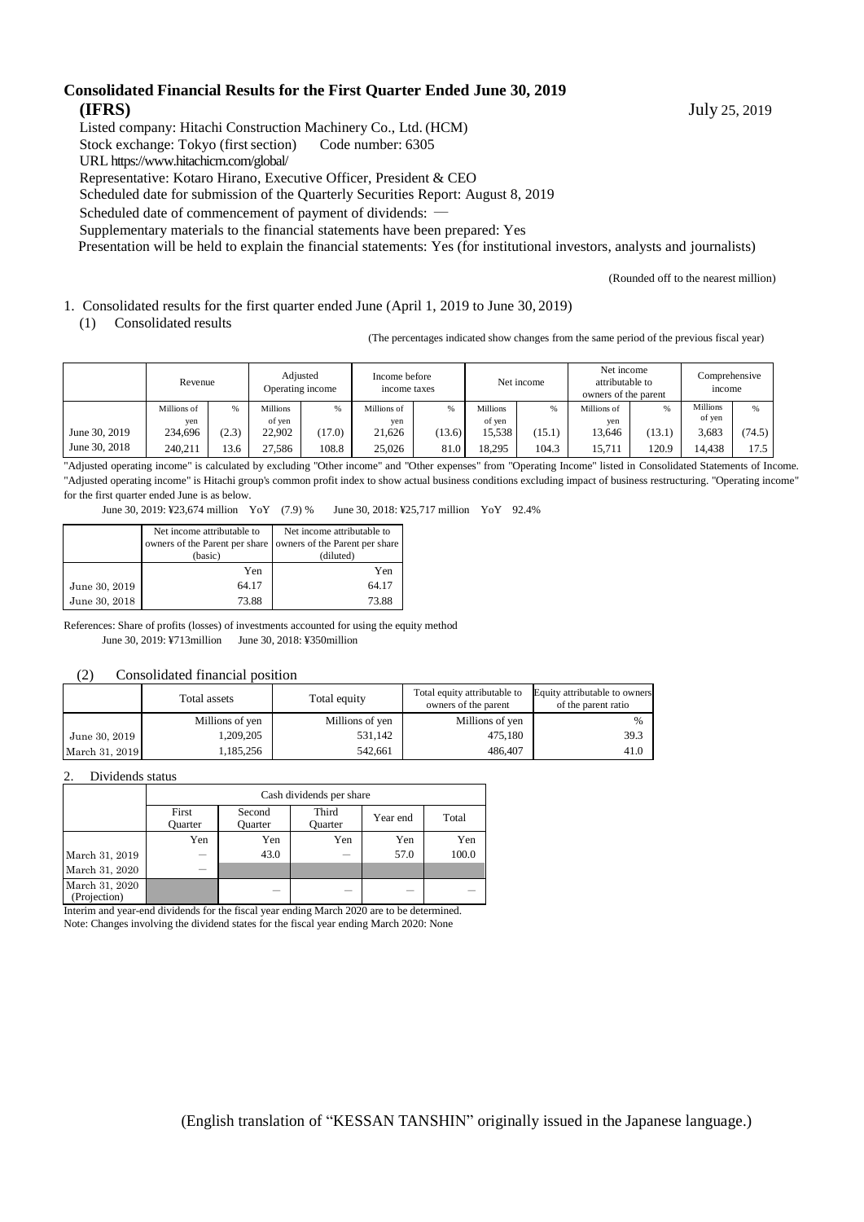# Consolidated Financial Results for the First Quarter Ended June 30, 2019 (IFRS)

July 25, 2019

Listed company: Hitachi Construction Machinery Co., Ltd. (HCM)
Stock exchange: Tokyo (first section)    Code number: 6305
URL https://www.hitachicm.com/global/
Representative: Kotaro Hirano, Executive Officer, President & CEO
Scheduled date for submission of the Quarterly Securities Report: August 8, 2019
Scheduled date of commencement of payment of dividends: ―
Supplementary materials to the financial statements have been prepared: Yes
Presentation will be held to explain the financial statements: Yes (for institutional investors, analysts and journalists)

(Rounded off to the nearest million)

1. Consolidated results for the first quarter ended June (April 1, 2019 to June 30, 2019)

(1) Consolidated results

(The percentages indicated show changes from the same period of the previous fiscal year)

| | Revenue | | Adjusted Operating income | | Income before income taxes | | Net income | | Net income attributable to owners of the parent | | Comprehensive income | |
|---|---|---|---|---|---|---|---|---|---|---|---|---|
| | Millions of yen | % | Millions of yen | % | Millions of yen | % | Millions of yen | % | Millions of yen | % | Millions of yen | % |
| June 30, 2019 | 234,696 | (2.3) | 22,902 | (17.0) | 21,626 | (13.6) | 15,538 | (15.1) | 13,646 | (13.1) | 3,683 | (74.5) |
| June 30, 2018 | 240,211 | 13.6 | 27,586 | 108.8 | 25,026 | 81.0 | 18,295 | 104.3 | 15,711 | 120.9 | 14,438 | 17.5 |

"Adjusted operating income" is calculated by excluding "Other income" and "Other expenses" from "Operating Income" listed in Consolidated Statements of Income. "Adjusted operating income" is Hitachi group's common profit index to show actual business conditions excluding impact of business restructuring. "Operating income" for the first quarter ended June is as below.

June 30, 2019: ¥23,674 million YoY (7.9) %    June 30, 2018: ¥25,717 million YoY 92.4%

| | Net income attributable to owners of the Parent per share (basic) | Net income attributable to owners of the Parent per share (diluted) |
|---|---|---|
| | Yen | Yen |
| June 30, 2019 | 64.17 | 64.17 |
| June 30, 2018 | 73.88 | 73.88 |

References: Share of profits (losses) of investments accounted for using the equity method
June 30, 2019: ¥713million    June 30, 2018: ¥350million

(2) Consolidated financial position

| | Total assets | Total equity | Total equity attributable to owners of the parent | Equity attributable to owners of the parent ratio |
|---|---|---|---|---|
| | Millions of yen | Millions of yen | Millions of yen | % |
| June 30, 2019 | 1,209,205 | 531,142 | 475,180 | 39.3 |
| March 31, 2019 | 1,185,256 | 542,661 | 486,407 | 41.0 |

2. Dividends status

| | Cash dividends per share | | | | |
|---|---|---|---|---|---|
| | First Quarter | Second Quarter | Third Quarter | Year end | Total |
| | Yen | Yen | Yen | Yen | Yen |
| March 31, 2019 | ― | 43.0 | ― | 57.0 | 100.0 |
| March 31, 2020 | ― | | | | |
| March 31, 2020 (Projection) | | ― | ― | ― | ― |

Interim and year-end dividends for the fiscal year ending March 2020 are to be determined.
Note: Changes involving the dividend states for the fiscal year ending March 2020: None

(English translation of "KESSAN TANSHIN" originally issued in the Japanese language.)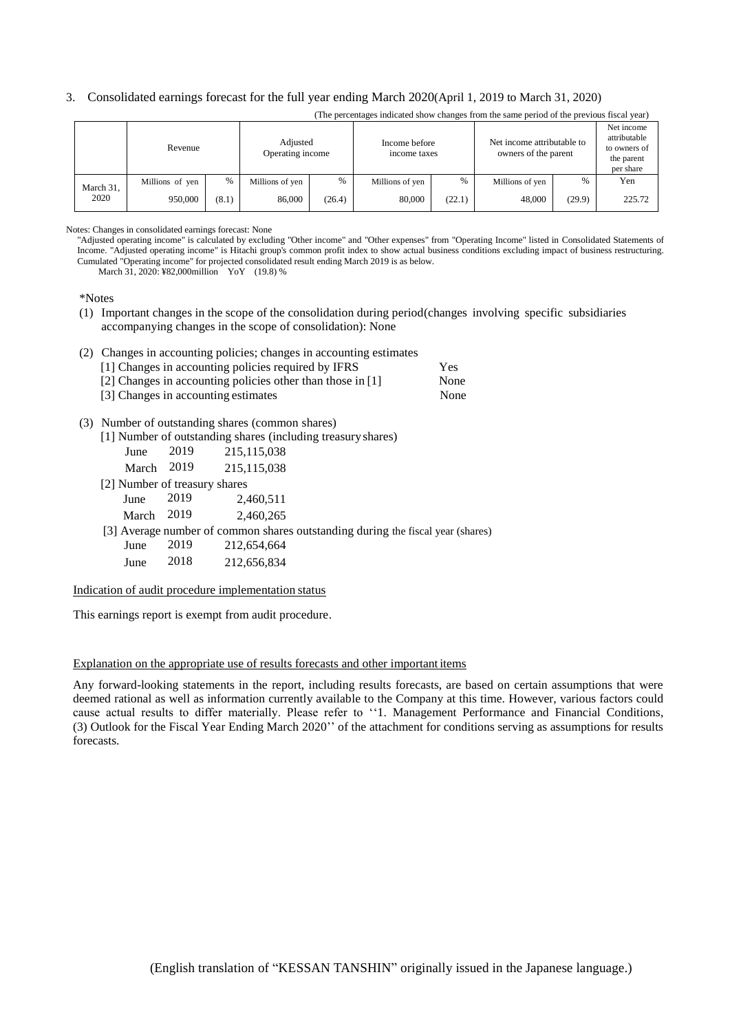3. Consolidated earnings forecast for the full year ending March 2020(April 1, 2019 to March 31, 2020)

(The percentages indicated show changes from the same period of the previous fiscal year)

| | Revenue | | Adjusted Operating income | | Income before income taxes | | Net income attributable to owners of the parent | | Net income attributable to owners of the parent per share |
|---|---|---|---|---|---|---|---|---|---|
| | Millions of yen | % | Millions of yen | % | Millions of yen | % | Millions of yen | % | Yen |
| March 31, 2020 | 950,000 | (8.1) | 86,000 | (26.4) | 80,000 | (22.1) | 48,000 | (29.9) | 225.72 |

Notes: Changes in consolidated earnings forecast: None

"Adjusted operating income" is calculated by excluding "Other income" and "Other expenses" from "Operating Income" listed in Consolidated Statements of Income. "Adjusted operating income" is Hitachi group's common profit index to show actual business conditions excluding impact of business restructuring. Cumulated "Operating income" for projected consolidated result ending March 2019 is as below.

March 31, 2020: ¥82,000million YoY (19.8) %

*Notes

(1) Important changes in the scope of the consolidation during period(changes involving specific subsidiaries accompanying changes in the scope of consolidation): None

(2) Changes in accounting policies; changes in accounting estimates

| | |
|---|---|
| [1] Changes in accounting policies required by IFRS | Yes |
| [2] Changes in accounting policies other than those in [1] | None |
| [3] Changes in accounting estimates | None |

(3) Number of outstanding shares (common shares)

[1] Number of outstanding shares (including treasury shares)

| | | |
|---|---|---|
| June | 2019 | 215,115,038 |
| March | 2019 | 215,115,038 |

[2] Number of treasury shares

| | | |
|---|---|---|
| June | 2019 | 2,460,511 |
| March | 2019 | 2,460,265 |

[3] Average number of common shares outstanding during the fiscal year (shares)

| | | |
|---|---|---|
| June | 2019 | 212,654,664 |
| June | 2018 | 212,656,834 |

Indication of audit procedure implementation status

This earnings report is exempt from audit procedure.

Explanation on the appropriate use of results forecasts and other important items

Any forward-looking statements in the report, including results forecasts, are based on certain assumptions that were deemed rational as well as information currently available to the Company at this time. However, various factors could cause actual results to differ materially. Please refer to ''1. Management Performance and Financial Conditions, (3) Outlook for the Fiscal Year Ending March 2020'' of the attachment for conditions serving as assumptions for results forecasts.

(English translation of "KESSAN TANSHIN" originally issued in the Japanese language.)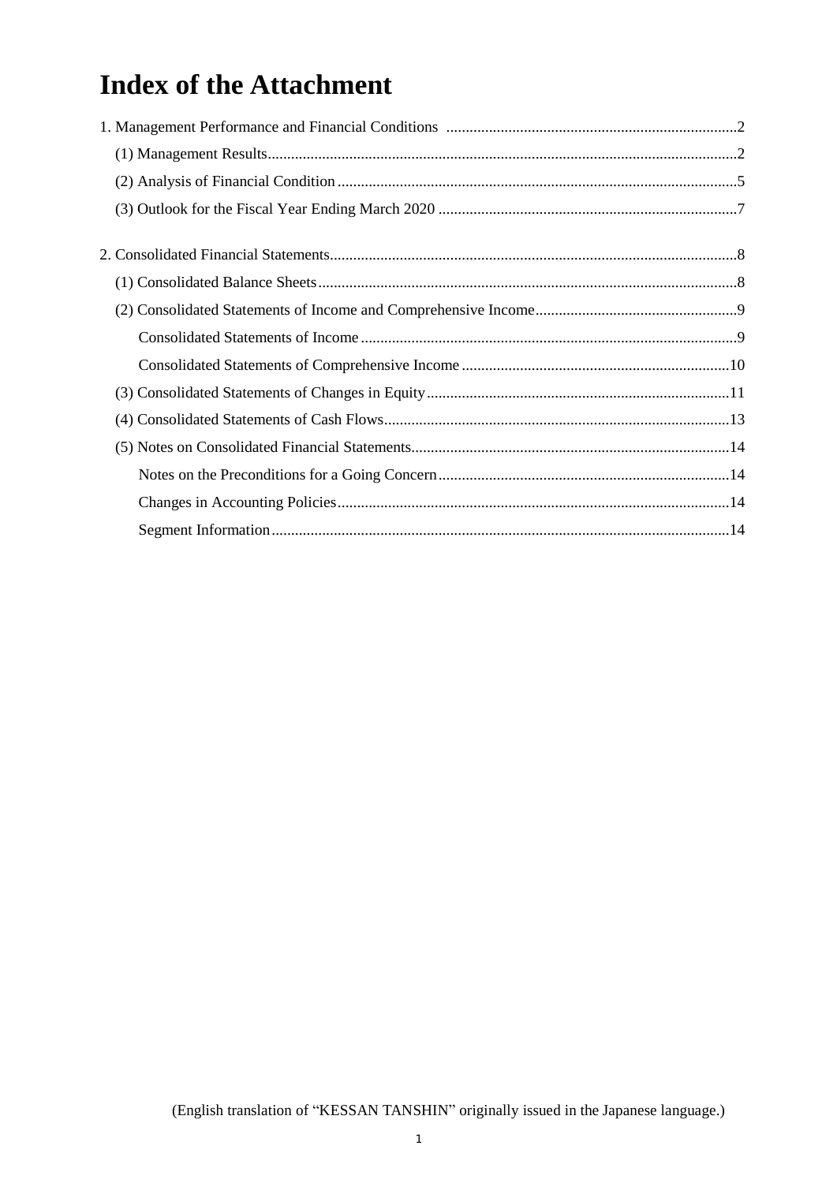# Index of the Attachment

1. Management Performance and Financial Conditions ....................2
   - (1) Management Results ....................2
   - (2) Analysis of Financial Condition ....................5
   - (3) Outlook for the Fiscal Year Ending March 2020 ....................7

2. Consolidated Financial Statements ....................8
   - (1) Consolidated Balance Sheets ....................8
   - (2) Consolidated Statements of Income and Comprehensive Income ....................9
     - Consolidated Statements of Income ....................9
     - Consolidated Statements of Comprehensive Income ....................10
   - (3) Consolidated Statements of Changes in Equity ....................11
   - (4) Consolidated Statements of Cash Flows ....................13
   - (5) Notes on Consolidated Financial Statements ....................14
     - Notes on the Preconditions for a Going Concern ....................14
     - Changes in Accounting Policies ....................14
     - Segment Information ....................14

(English translation of "KESSAN TANSHIN" originally issued in the Japanese language.)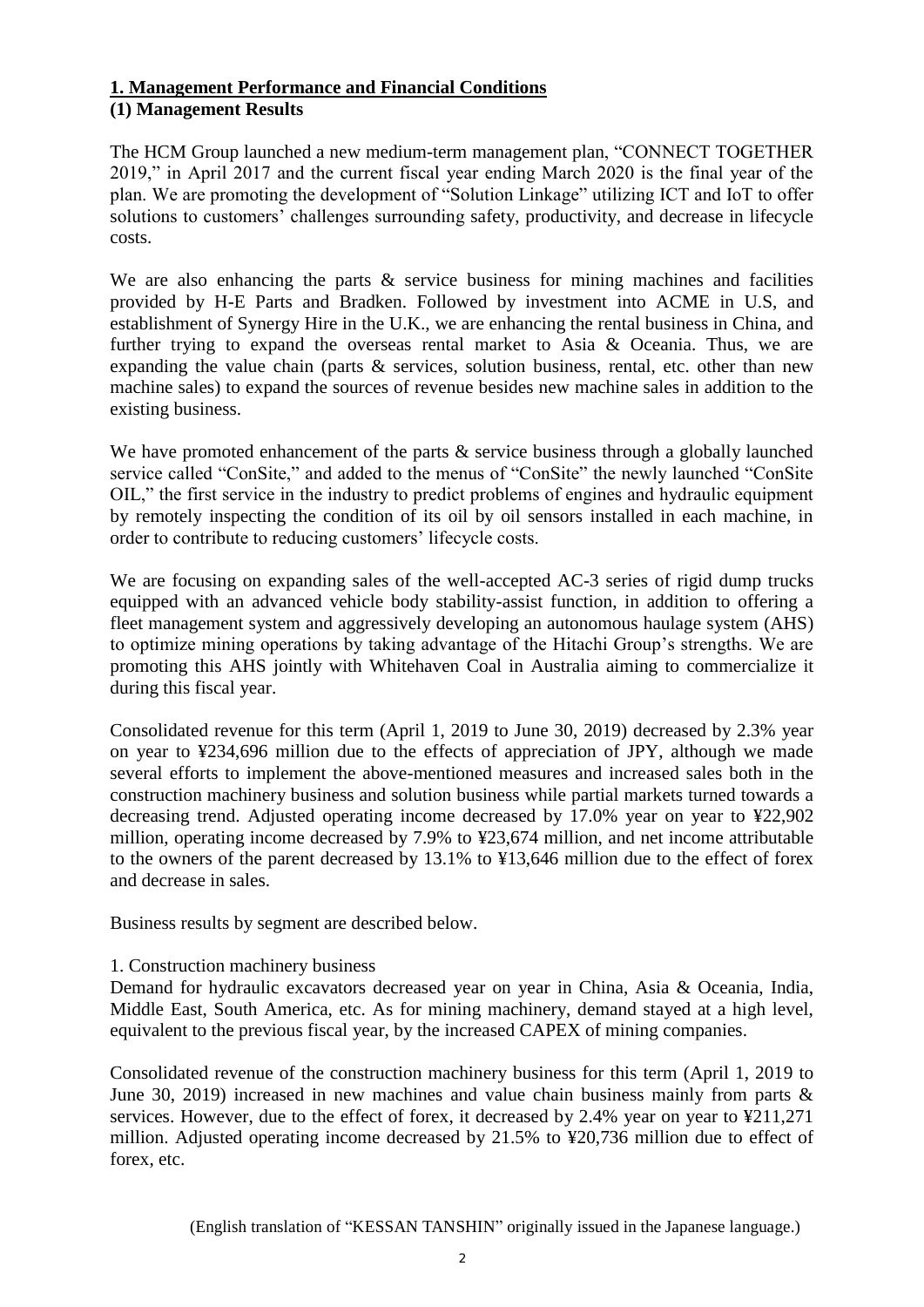## 1. Management Performance and Financial Conditions

### (1) Management Results

The HCM Group launched a new medium-term management plan, "CONNECT TOGETHER 2019," in April 2017 and the current fiscal year ending March 2020 is the final year of the plan. We are promoting the development of "Solution Linkage" utilizing ICT and IoT to offer solutions to customers' challenges surrounding safety, productivity, and decrease in lifecycle costs.

We are also enhancing the parts & service business for mining machines and facilities provided by H-E Parts and Bradken. Followed by investment into ACME in U.S, and establishment of Synergy Hire in the U.K., we are enhancing the rental business in China, and further trying to expand the overseas rental market to Asia & Oceania. Thus, we are expanding the value chain (parts & services, solution business, rental, etc. other than new machine sales) to expand the sources of revenue besides new machine sales in addition to the existing business.

We have promoted enhancement of the parts & service business through a globally launched service called "ConSite," and added to the menus of "ConSite" the newly launched "ConSite OIL," the first service in the industry to predict problems of engines and hydraulic equipment by remotely inspecting the condition of its oil by oil sensors installed in each machine, in order to contribute to reducing customers' lifecycle costs.

We are focusing on expanding sales of the well-accepted AC-3 series of rigid dump trucks equipped with an advanced vehicle body stability-assist function, in addition to offering a fleet management system and aggressively developing an autonomous haulage system (AHS) to optimize mining operations by taking advantage of the Hitachi Group's strengths. We are promoting this AHS jointly with Whitehaven Coal in Australia aiming to commercialize it during this fiscal year.

Consolidated revenue for this term (April 1, 2019 to June 30, 2019) decreased by 2.3% year on year to ¥234,696 million due to the effects of appreciation of JPY, although we made several efforts to implement the above-mentioned measures and increased sales both in the construction machinery business and solution business while partial markets turned towards a decreasing trend. Adjusted operating income decreased by 17.0% year on year to ¥22,902 million, operating income decreased by 7.9% to ¥23,674 million, and net income attributable to the owners of the parent decreased by 13.1% to ¥13,646 million due to the effect of forex and decrease in sales.

Business results by segment are described below.

1. Construction machinery business

Demand for hydraulic excavators decreased year on year in China, Asia & Oceania, India, Middle East, South America, etc. As for mining machinery, demand stayed at a high level, equivalent to the previous fiscal year, by the increased CAPEX of mining companies.

Consolidated revenue of the construction machinery business for this term (April 1, 2019 to June 30, 2019) increased in new machines and value chain business mainly from parts & services. However, due to the effect of forex, it decreased by 2.4% year on year to ¥211,271 million. Adjusted operating income decreased by 21.5% to ¥20,736 million due to effect of forex, etc.

(English translation of "KESSAN TANSHIN" originally issued in the Japanese language.)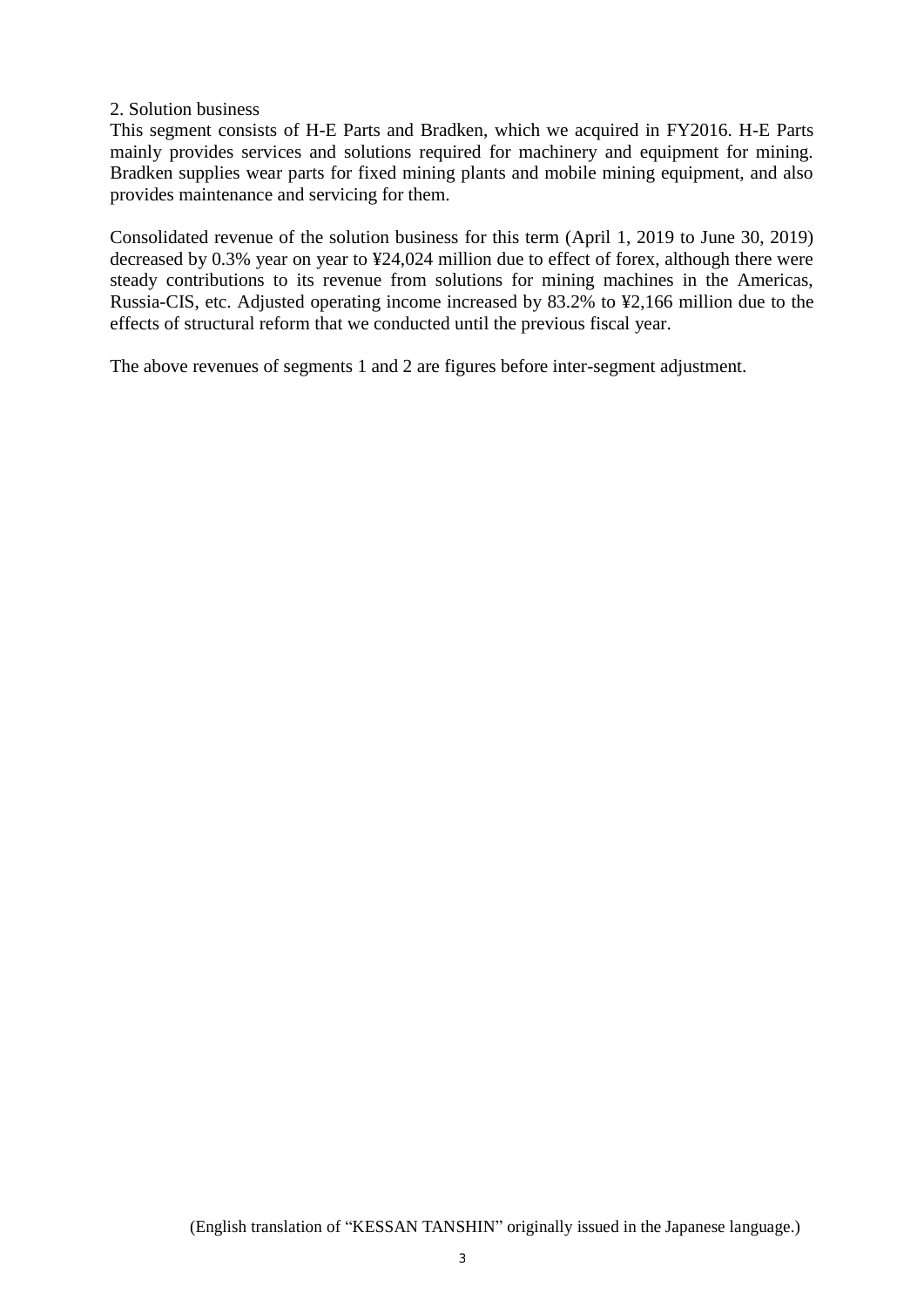2. Solution business

This segment consists of H-E Parts and Bradken, which we acquired in FY2016. H-E Parts mainly provides services and solutions required for machinery and equipment for mining. Bradken supplies wear parts for fixed mining plants and mobile mining equipment, and also provides maintenance and servicing for them.

Consolidated revenue of the solution business for this term (April 1, 2019 to June 30, 2019) decreased by 0.3% year on year to ¥24,024 million due to effect of forex, although there were steady contributions to its revenue from solutions for mining machines in the Americas, Russia-CIS, etc. Adjusted operating income increased by 83.2% to ¥2,166 million due to the effects of structural reform that we conducted until the previous fiscal year.

The above revenues of segments 1 and 2 are figures before inter-segment adjustment.

(English translation of “KESSAN TANSHIN” originally issued in the Japanese language.)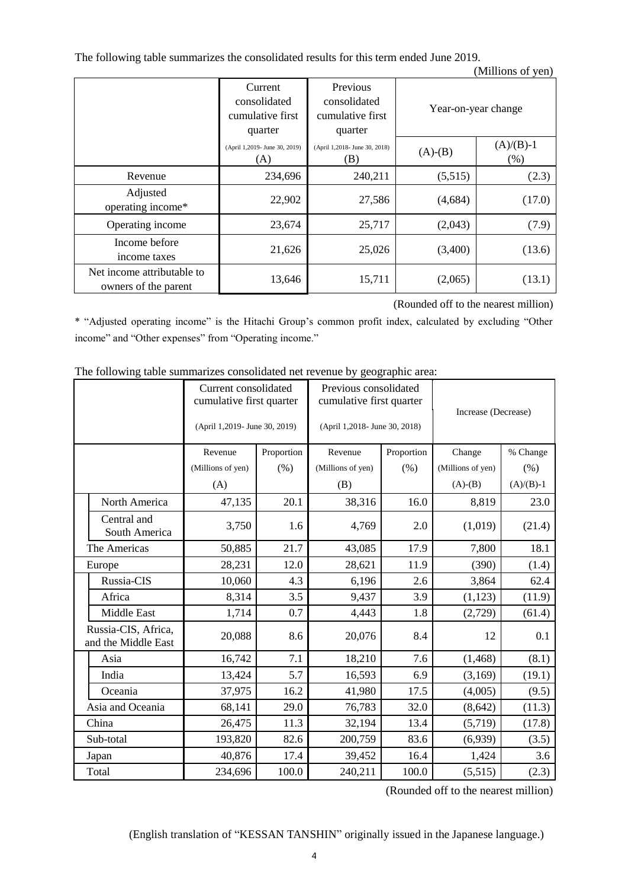The following table summarizes the consolidated results for this term ended June 2019.

(Millions of yen)

| | Current consolidated cumulative first quarter | Previous consolidated cumulative first quarter | Year-on-year change | |
|---|---|---|---|---|
| | (April 1,2019- June 30, 2019) (A) | (April 1,2018- June 30, 2018) (B) | (A)-(B) | (A)/(B)-1 (%) |
| Revenue | 234,696 | 240,211 | (5,515) | (2.3) |
| Adjusted operating income* | 22,902 | 27,586 | (4,684) | (17.0) |
| Operating income | 23,674 | 25,717 | (2,043) | (7.9) |
| Income before income taxes | 21,626 | 25,026 | (3,400) | (13.6) |
| Net income attributable to owners of the parent | 13,646 | 15,711 | (2,065) | (13.1) |

(Rounded off to the nearest million)

* "Adjusted operating income" is the Hitachi Group's common profit index, calculated by excluding "Other income" and "Other expenses" from "Operating income."

The following table summarizes consolidated net revenue by geographic area:

| | Current consolidated cumulative first quarter (April 1,2019- June 30, 2019) | | Previous consolidated cumulative first quarter (April 1,2018- June 30, 2018) | | Increase (Decrease) | |
|---|---|---|---|---|---|---|
| | Revenue (Millions of yen) (A) | Proportion (%) | Revenue (Millions of yen) (B) | Proportion (%) | Change (Millions of yen) (A)-(B) | % Change (%) (A)/(B)-1 |
| North America | 47,135 | 20.1 | 38,316 | 16.0 | 8,819 | 23.0 |
| Central and South America | 3,750 | 1.6 | 4,769 | 2.0 | (1,019) | (21.4) |
| The Americas | 50,885 | 21.7 | 43,085 | 17.9 | 7,800 | 18.1 |
| Europe | 28,231 | 12.0 | 28,621 | 11.9 | (390) | (1.4) |
| Russia-CIS | 10,060 | 4.3 | 6,196 | 2.6 | 3,864 | 62.4 |
| Africa | 8,314 | 3.5 | 9,437 | 3.9 | (1,123) | (11.9) |
| Middle East | 1,714 | 0.7 | 4,443 | 1.8 | (2,729) | (61.4) |
| Russia-CIS, Africa, and the Middle East | 20,088 | 8.6 | 20,076 | 8.4 | 12 | 0.1 |
| Asia | 16,742 | 7.1 | 18,210 | 7.6 | (1,468) | (8.1) |
| India | 13,424 | 5.7 | 16,593 | 6.9 | (3,169) | (19.1) |
| Oceania | 37,975 | 16.2 | 41,980 | 17.5 | (4,005) | (9.5) |
| Asia and Oceania | 68,141 | 29.0 | 76,783 | 32.0 | (8,642) | (11.3) |
| China | 26,475 | 11.3 | 32,194 | 13.4 | (5,719) | (17.8) |
| Sub-total | 193,820 | 82.6 | 200,759 | 83.6 | (6,939) | (3.5) |
| Japan | 40,876 | 17.4 | 39,452 | 16.4 | 1,424 | 3.6 |
| Total | 234,696 | 100.0 | 240,211 | 100.0 | (5,515) | (2.3) |

(Rounded off to the nearest million)

(English translation of "KESSAN TANSHIN" originally issued in the Japanese language.)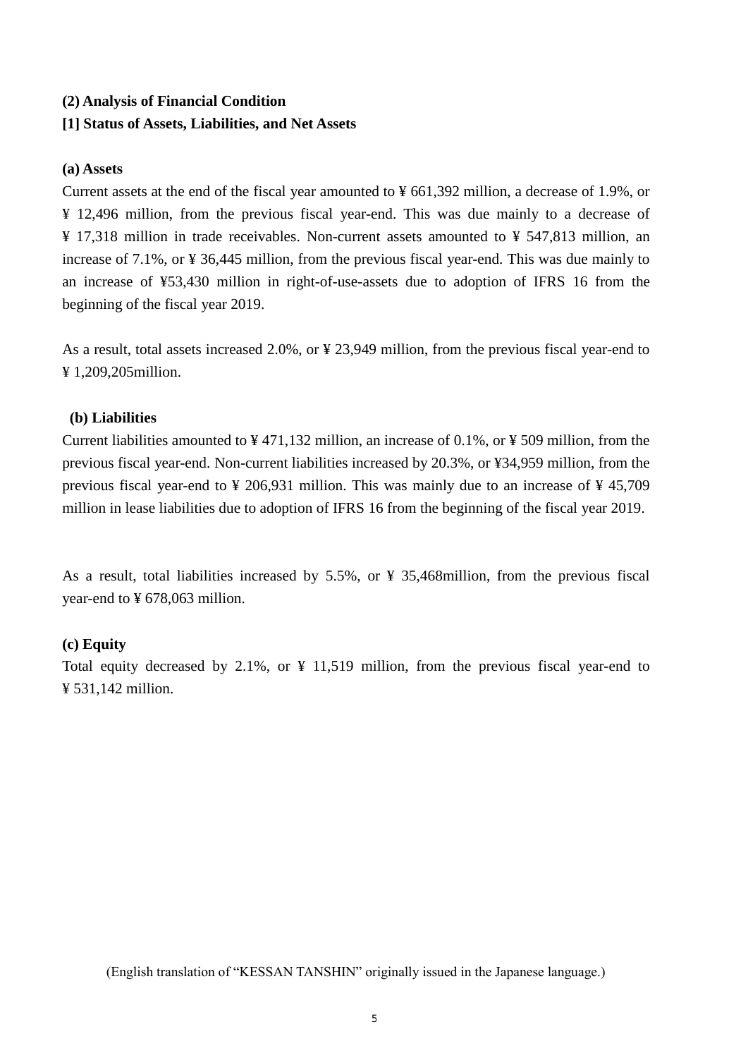## (2) Analysis of Financial Condition

### [1] Status of Assets, Liabilities, and Net Assets

**(a) Assets**

Current assets at the end of the fiscal year amounted to ¥ 661,392 million, a decrease of 1.9%, or ¥ 12,496 million, from the previous fiscal year-end. This was due mainly to a decrease of ¥ 17,318 million in trade receivables. Non-current assets amounted to ¥ 547,813 million, an increase of 7.1%, or ¥ 36,445 million, from the previous fiscal year-end. This was due mainly to an increase of ¥53,430 million in right-of-use-assets due to adoption of IFRS 16 from the beginning of the fiscal year 2019.

As a result, total assets increased 2.0%, or ¥ 23,949 million, from the previous fiscal year-end to ¥ 1,209,205million.

**(b) Liabilities**

Current liabilities amounted to ¥ 471,132 million, an increase of 0.1%, or ¥ 509 million, from the previous fiscal year-end. Non-current liabilities increased by 20.3%, or ¥34,959 million, from the previous fiscal year-end to ¥ 206,931 million. This was mainly due to an increase of ¥ 45,709 million in lease liabilities due to adoption of IFRS 16 from the beginning of the fiscal year 2019.

As a result, total liabilities increased by 5.5%, or ¥ 35,468million, from the previous fiscal year-end to ¥ 678,063 million.

**(c) Equity**

Total equity decreased by 2.1%, or ¥ 11,519 million, from the previous fiscal year-end to ¥ 531,142 million.

(English translation of "KESSAN TANSHIN" originally issued in the Japanese language.)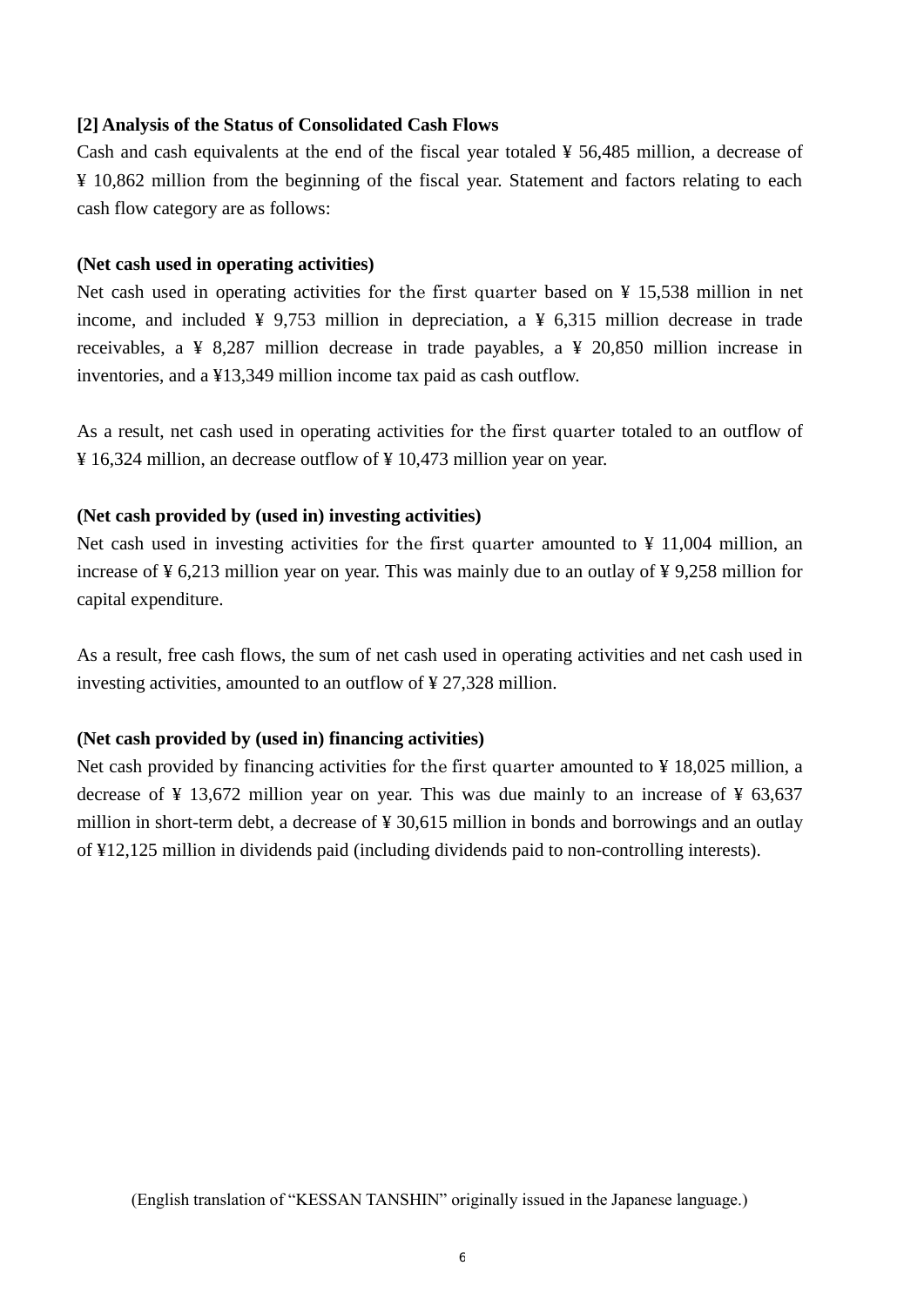## [2] Analysis of the Status of Consolidated Cash Flows

Cash and cash equivalents at the end of the fiscal year totaled ¥ 56,485 million, a decrease of ¥ 10,862 million from the beginning of the fiscal year. Statement and factors relating to each cash flow category are as follows:

**(Net cash used in operating activities)**

Net cash used in operating activities for the first quarter based on ¥ 15,538 million in net income, and included ¥ 9,753 million in depreciation, a ¥ 6,315 million decrease in trade receivables, a ¥ 8,287 million decrease in trade payables, a ¥ 20,850 million increase in inventories, and a ¥13,349 million income tax paid as cash outflow.

As a result, net cash used in operating activities for the first quarter totaled to an outflow of ¥ 16,324 million, an decrease outflow of ¥ 10,473 million year on year.

**(Net cash provided by (used in) investing activities)**

Net cash used in investing activities for the first quarter amounted to ¥ 11,004 million, an increase of ¥ 6,213 million year on year. This was mainly due to an outlay of ¥ 9,258 million for capital expenditure.

As a result, free cash flows, the sum of net cash used in operating activities and net cash used in investing activities, amounted to an outflow of ¥ 27,328 million.

**(Net cash provided by (used in) financing activities)**

Net cash provided by financing activities for the first quarter amounted to ¥ 18,025 million, a decrease of ¥ 13,672 million year on year. This was due mainly to an increase of ¥ 63,637 million in short-term debt, a decrease of ¥ 30,615 million in bonds and borrowings and an outlay of ¥12,125 million in dividends paid (including dividends paid to non-controlling interests).

(English translation of "KESSAN TANSHIN" originally issued in the Japanese language.)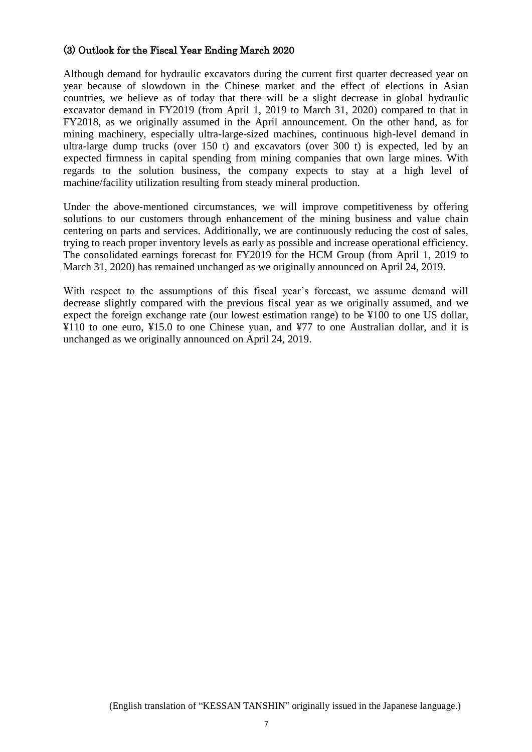### (3) Outlook for the Fiscal Year Ending March 2020

Although demand for hydraulic excavators during the current first quarter decreased year on year because of slowdown in the Chinese market and the effect of elections in Asian countries, we believe as of today that there will be a slight decrease in global hydraulic excavator demand in FY2019 (from April 1, 2019 to March 31, 2020) compared to that in FY2018, as we originally assumed in the April announcement. On the other hand, as for mining machinery, especially ultra-large-sized machines, continuous high-level demand in ultra-large dump trucks (over 150 t) and excavators (over 300 t) is expected, led by an expected firmness in capital spending from mining companies that own large mines. With regards to the solution business, the company expects to stay at a high level of machine/facility utilization resulting from steady mineral production.

Under the above-mentioned circumstances, we will improve competitiveness by offering solutions to our customers through enhancement of the mining business and value chain centering on parts and services. Additionally, we are continuously reducing the cost of sales, trying to reach proper inventory levels as early as possible and increase operational efficiency. The consolidated earnings forecast for FY2019 for the HCM Group (from April 1, 2019 to March 31, 2020) has remained unchanged as we originally announced on April 24, 2019.

With respect to the assumptions of this fiscal year's forecast, we assume demand will decrease slightly compared with the previous fiscal year as we originally assumed, and we expect the foreign exchange rate (our lowest estimation range) to be ¥100 to one US dollar, ¥110 to one euro, ¥15.0 to one Chinese yuan, and ¥77 to one Australian dollar, and it is unchanged as we originally announced on April 24, 2019.

(English translation of "KESSAN TANSHIN" originally issued in the Japanese language.)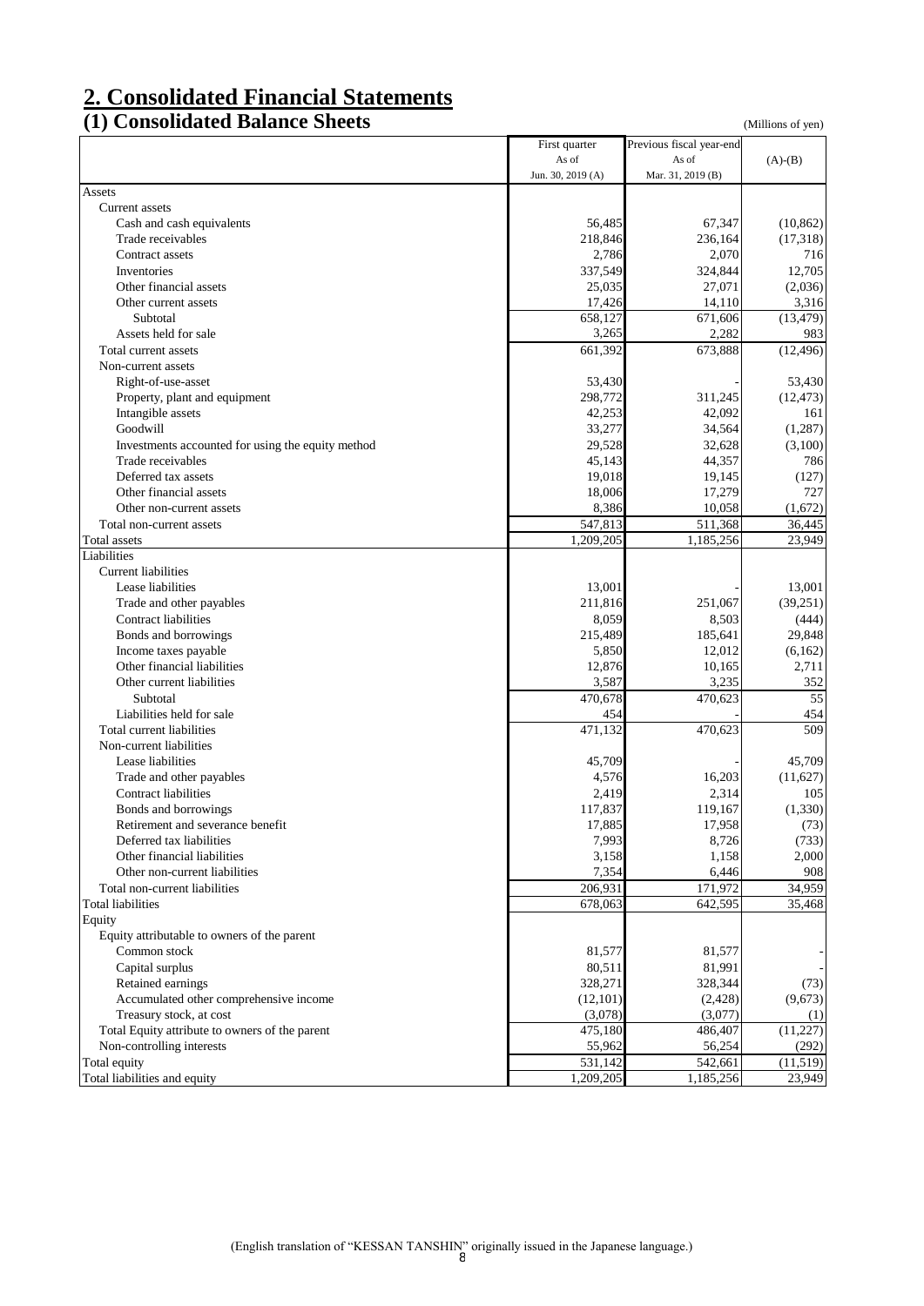# 2. Consolidated Financial Statements

## (1) Consolidated Balance Sheets

(Millions of yen)

| | First quarter As of Jun. 30, 2019 (A) | Previous fiscal year-end As of Mar. 31, 2019 (B) | (A)-(B) |
|---|---|---|---|
| Assets | | | |
| Current assets | | | |
| Cash and cash equivalents | 56,485 | 67,347 | (10,862) |
| Trade receivables | 218,846 | 236,164 | (17,318) |
| Contract assets | 2,786 | 2,070 | 716 |
| Inventories | 337,549 | 324,844 | 12,705 |
| Other financial assets | 25,035 | 27,071 | (2,036) |
| Other current assets | 17,426 | 14,110 | 3,316 |
| Subtotal | 658,127 | 671,606 | (13,479) |
| Assets held for sale | 3,265 | 2,282 | 983 |
| Total current assets | 661,392 | 673,888 | (12,496) |
| Non-current assets | | | |
| Right-of-use-asset | 53,430 | - | 53,430 |
| Property, plant and equipment | 298,772 | 311,245 | (12,473) |
| Intangible assets | 42,253 | 42,092 | 161 |
| Goodwill | 33,277 | 34,564 | (1,287) |
| Investments accounted for using the equity method | 29,528 | 32,628 | (3,100) |
| Trade receivables | 45,143 | 44,357 | 786 |
| Deferred tax assets | 19,018 | 19,145 | (127) |
| Other financial assets | 18,006 | 17,279 | 727 |
| Other non-current assets | 8,386 | 10,058 | (1,672) |
| Total non-current assets | 547,813 | 511,368 | 36,445 |
| Total assets | 1,209,205 | 1,185,256 | 23,949 |
| Liabilities | | | |
| Current liabilities | | | |
| Lease liabilities | 13,001 | - | 13,001 |
| Trade and other payables | 211,816 | 251,067 | (39,251) |
| Contract liabilities | 8,059 | 8,503 | (444) |
| Bonds and borrowings | 215,489 | 185,641 | 29,848 |
| Income taxes payable | 5,850 | 12,012 | (6,162) |
| Other financial liabilities | 12,876 | 10,165 | 2,711 |
| Other current liabilities | 3,587 | 3,235 | 352 |
| Subtotal | 470,678 | 470,623 | 55 |
| Liabilities held for sale | 454 | - | 454 |
| Total current liabilities | 471,132 | 470,623 | 509 |
| Non-current liabilities | | | |
| Lease liabilities | 45,709 | - | 45,709 |
| Trade and other payables | 4,576 | 16,203 | (11,627) |
| Contract liabilities | 2,419 | 2,314 | 105 |
| Bonds and borrowings | 117,837 | 119,167 | (1,330) |
| Retirement and severance benefit | 17,885 | 17,958 | (73) |
| Deferred tax liabilities | 7,993 | 8,726 | (733) |
| Other financial liabilities | 3,158 | 1,158 | 2,000 |
| Other non-current liabilities | 7,354 | 6,446 | 908 |
| Total non-current liabilities | 206,931 | 171,972 | 34,959 |
| Total liabilities | 678,063 | 642,595 | 35,468 |
| Equity | | | |
| Equity attributable to owners of the parent | | | |
| Common stock | 81,577 | 81,577 | - |
| Capital surplus | 80,511 | 81,991 | - |
| Retained earnings | 328,271 | 328,344 | (73) |
| Accumulated other comprehensive income | (12,101) | (2,428) | (9,673) |
| Treasury stock, at cost | (3,078) | (3,077) | (1) |
| Total Equity attribute to owners of the parent | 475,180 | 486,407 | (11,227) |
| Non-controlling interests | 55,962 | 56,254 | (292) |
| Total equity | 531,142 | 542,661 | (11,519) |
| Total liabilities and equity | 1,209,205 | 1,185,256 | 23,949 |

(English translation of "KESSAN TANSHIN" originally issued in the Japanese language.)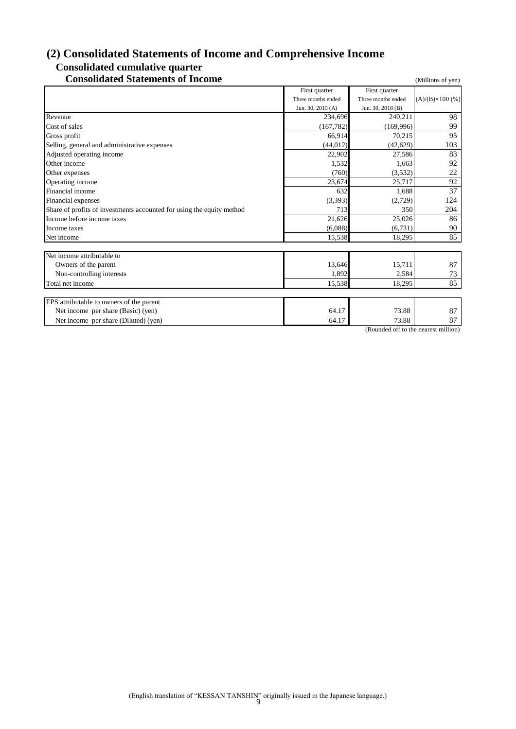## (2) Consolidated Statements of Income and Comprehensive Income

### Consolidated cumulative quarter

### Consolidated Statements of Income

(Millions of yen)

| | First quarter Three months ended Jun. 30, 2019 (A) | First quarter Three months ended Jun. 30, 2018 (B) | (A)/(B)×100 (%) |
|---|---|---|---|
| Revenue | 234,696 | 240,211 | 98 |
| Cost of sales | (167,782) | (169,996) | 99 |
| Gross profit | 66,914 | 70,215 | 95 |
| Selling, general and administrative expenses | (44,012) | (42,629) | 103 |
| Adjusted operating income | 22,902 | 27,586 | 83 |
| Other income | 1,532 | 1,663 | 92 |
| Other expenses | (760) | (3,532) | 22 |
| Operating income | 23,674 | 25,717 | 92 |
| Financial income | 632 | 1,688 | 37 |
| Financial expenses | (3,393) | (2,729) | 124 |
| Share of profits of investments accounted for using the equity method | 713 | 350 | 204 |
| Income before income taxes | 21,626 | 25,026 | 86 |
| Income taxes | (6,088) | (6,731) | 90 |
| Net income | 15,538 | 18,295 | 85 |
| | | | |
| Net income attributable to | | | |
| Owners of the parent | 13,646 | 15,711 | 87 |
| Non-controlling interests | 1,892 | 2,584 | 73 |
| Total net income | 15,538 | 18,295 | 85 |
| | | | |
| EPS attributable to owners of the parent | | | |
| Net income per share (Basic) (yen) | 64.17 | 73.88 | 87 |
| Net income per share (Diluted) (yen) | 64.17 | 73.88 | 87 |

(Rounded off to the nearest million)

(English translation of "KESSAN TANSHIN" originally issued in the Japanese language.)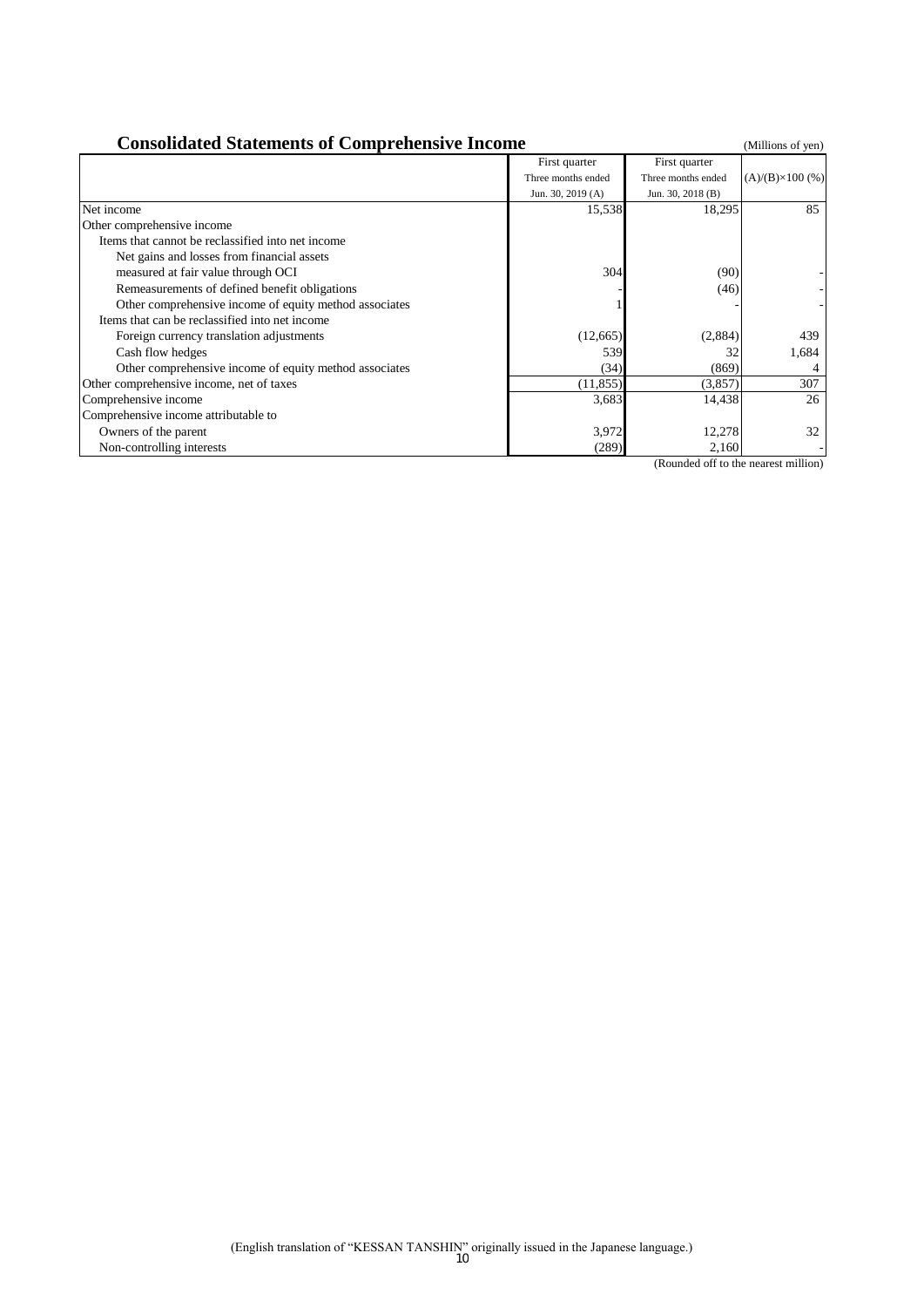## Consolidated Statements of Comprehensive Income

(Millions of yen)

| | First quarter Three months ended Jun. 30, 2019 (A) | First quarter Three months ended Jun. 30, 2018 (B) | (A)/(B)×100 (%) |
|---|---|---|---|
| Net income | 15,538 | 18,295 | 85 |
| Other comprehensive income | | | |
| Items that cannot be reclassified into net income | | | |
| Net gains and losses from financial assets measured at fair value through OCI | 304 | (90) | - |
| Remeasurements of defined benefit obligations | - | (46) | - |
| Other comprehensive income of equity method associates | 1 | - | - |
| Items that can be reclassified into net income | | | |
| Foreign currency translation adjustments | (12,665) | (2,884) | 439 |
| Cash flow hedges | 539 | 32 | 1,684 |
| Other comprehensive income of equity method associates | (34) | (869) | 4 |
| Other comprehensive income, net of taxes | (11,855) | (3,857) | 307 |
| Comprehensive income | 3,683 | 14,438 | 26 |
| Comprehensive income attributable to | | | |
| Owners of the parent | 3,972 | 12,278 | 32 |
| Non-controlling interests | (289) | 2,160 | - |

(Rounded off to the nearest million)

(English translation of "KESSAN TANSHIN" originally issued in the Japanese language.)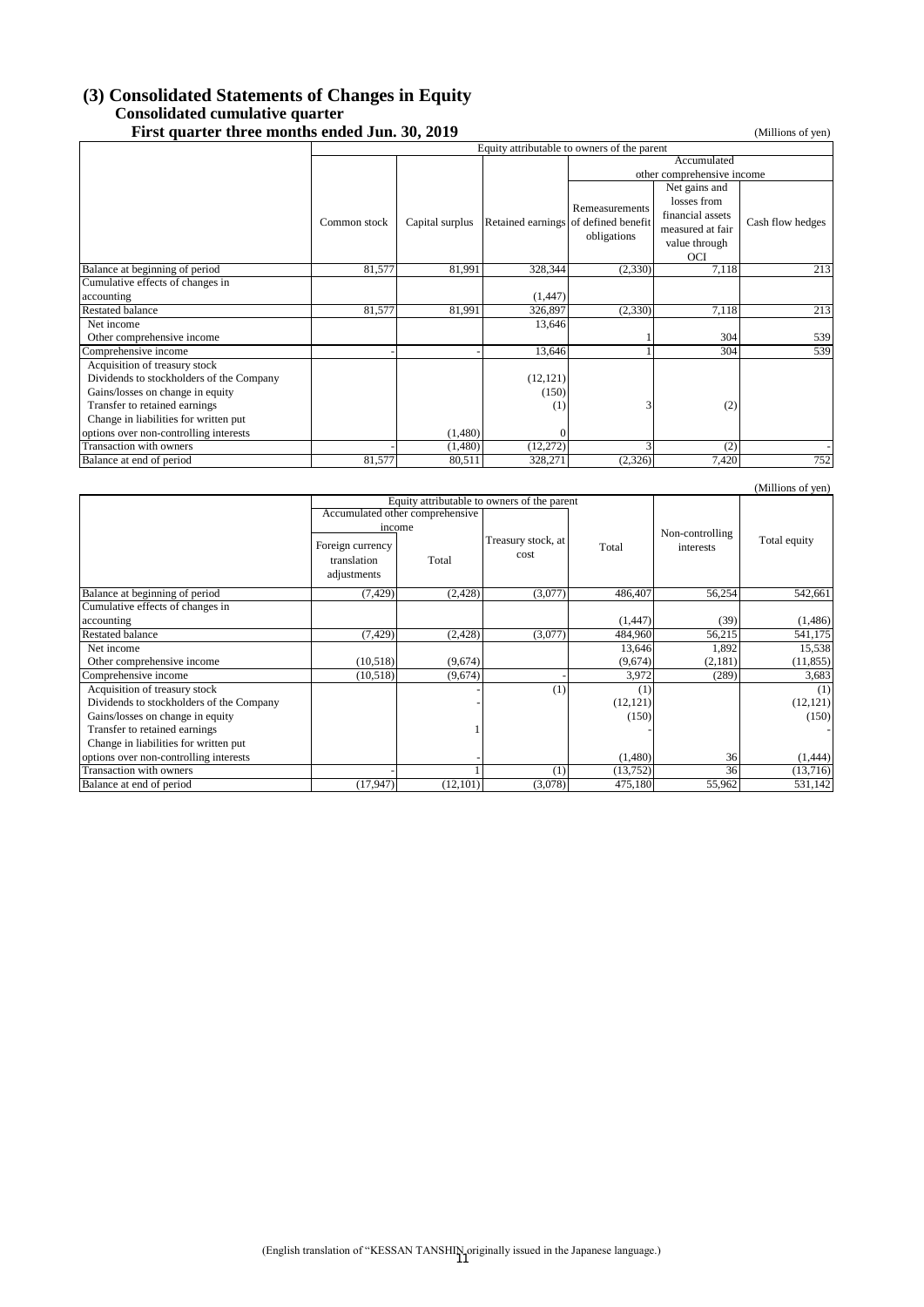## (3) Consolidated Statements of Changes in Equity

### Consolidated cumulative quarter

### First quarter three months ended Jun. 30, 2019

(Millions of yen)

| | Equity attributable to owners of the parent | | | | | |
|---|---|---|---|---|---|---|
| | | | | Accumulated other comprehensive income | | |
| | Common stock | Capital surplus | Retained earnings | Remeasurements of defined benefit obligations | Net gains and losses from financial assets measured at fair value through OCI | Cash flow hedges |
| Balance at beginning of period | 81,577 | 81,991 | 328,344 | (2,330) | 7,118 | 213 |
| Cumulative effects of changes in accounting | | | (1,447) | | | |
| Restated balance | 81,577 | 81,991 | 326,897 | (2,330) | 7,118 | 213 |
| Net income | | | 13,646 | | | |
| Other comprehensive income | | | | 1 | 304 | 539 |
| Comprehensive income | - | - | 13,646 | 1 | 304 | 539 |
| Acquisition of treasury stock | | | | | | |
| Dividends to stockholders of the Company | | | (12,121) | | | |
| Gains/losses on change in equity | | | (150) | | | |
| Transfer to retained earnings | | | (1) | 3 | (2) | |
| Change in liabilities for written put options over non-controlling interests | | (1,480) | 0 | | | |
| Transaction with owners | - | (1,480) | (12,272) | 3 | (2) | - |
| Balance at end of period | 81,577 | 80,511 | 328,271 | (2,326) | 7,420 | 752 |

(Millions of yen)

| | Equity attributable to owners of the parent | | | | Non-controlling interests | Total equity |
|---|---|---|---|---|---|---|
| | Accumulated other comprehensive income | | Treasury stock, at cost | Total | | |
| | Foreign currency translation adjustments | Total | | | | |
| Balance at beginning of period | (7,429) | (2,428) | (3,077) | 486,407 | 56,254 | 542,661 |
| Cumulative effects of changes in accounting | | | | (1,447) | (39) | (1,486) |
| Restated balance | (7,429) | (2,428) | (3,077) | 484,960 | 56,215 | 541,175 |
| Net income | | | | 13,646 | 1,892 | 15,538 |
| Other comprehensive income | (10,518) | (9,674) | | (9,674) | (2,181) | (11,855) |
| Comprehensive income | (10,518) | (9,674) | - | 3,972 | (289) | 3,683 |
| Acquisition of treasury stock | | - | (1) | (1) | | (1) |
| Dividends to stockholders of the Company | | - | | (12,121) | | (12,121) |
| Gains/losses on change in equity | | - | | (150) | | (150) |
| Transfer to retained earnings | | 1 | | - | | - |
| Change in liabilities for written put options over non-controlling interests | | - | | (1,480) | 36 | (1,444) |
| Transaction with owners | - | 1 | (1) | (13,752) | 36 | (13,716) |
| Balance at end of period | (17,947) | (12,101) | (3,078) | 475,180 | 55,962 | 531,142 |

(English translation of "KESSAN TANSHIN originally issued in the Japanese language.)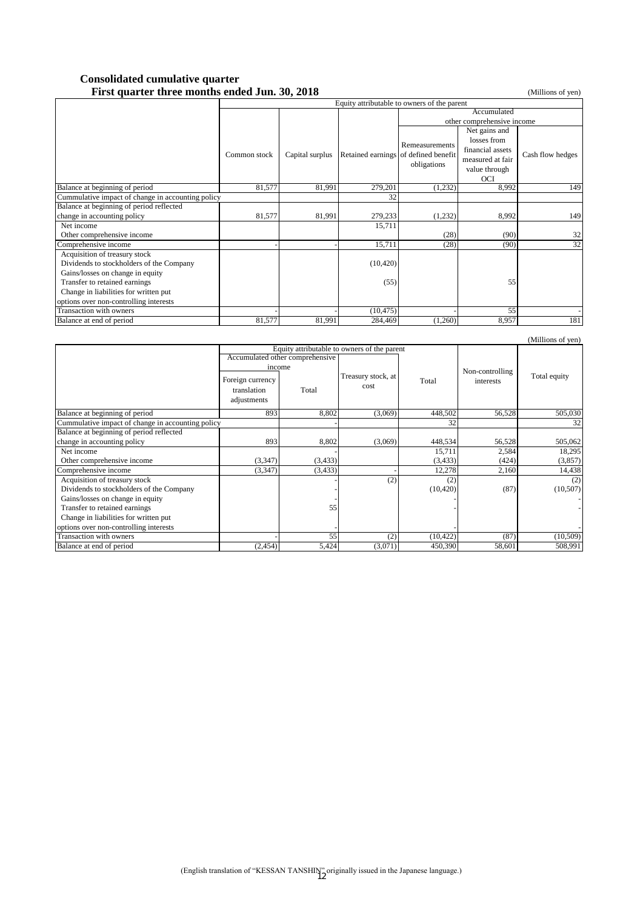## Consolidated cumulative quarter

### First quarter three months ended Jun. 30, 2018

(Millions of yen)

| | Equity attributable to owners of the parent | | | | | |
|---|---|---|---|---|---|---|
| | | | | Accumulated other comprehensive income | | |
| | Common stock | Capital surplus | Retained earnings | Remeasurements of defined benefit obligations | Net gains and losses from financial assets measured at fair value through OCI | Cash flow hedges |
| Balance at beginning of period | 81,577 | 81,991 | 279,201 | (1,232) | 8,992 | 149 |
| Cummulative impact of change in accounting policy | | | 32 | | | |
| Balance at beginning of period reflected change in accounting policy | 81,577 | 81,991 | 279,233 | (1,232) | 8,992 | 149 |
| Net income | | | 15,711 | | | |
| Other comprehensive income | | | | (28) | (90) | 32 |
| Comprehensive income | - | - | 15,711 | (28) | (90) | 32 |
| Acquisition of treasury stock | | | | | | |
| Dividends to stockholders of the Company | | | (10,420) | | | |
| Gains/losses on change in equity | | | | | | |
| Transfer to retained earnings | | | (55) | | 55 | |
| Change in liabilities for written put options over non-controlling interests | | | | | | |
| Transaction with owners | - | - | (10,475) | - | 55 | - |
| Balance at end of period | 81,577 | 81,991 | 284,469 | (1,260) | 8,957 | 181 |

(Millions of yen)

| | Equity attributable to owners of the parent | | | | | |
|---|---|---|---|---|---|---|
| | Accumulated other comprehensive income | | | | | |
| | Foreign currency translation adjustments | Total | Treasury stock, at cost | Total | Non-controlling interests | Total equity |
| Balance at beginning of period | 893 | 8,802 | (3,069) | 448,502 | 56,528 | 505,030 |
| Cummulative impact of change in accounting policy | | - | | 32 | | 32 |
| Balance at beginning of period reflected change in accounting policy | 893 | 8,802 | (3,069) | 448,534 | 56,528 | 505,062 |
| Net income | | - | | 15,711 | 2,584 | 18,295 |
| Other comprehensive income | (3,347) | (3,433) | | (3,433) | (424) | (3,857) |
| Comprehensive income | (3,347) | (3,433) | - | 12,278 | 2,160 | 14,438 |
| Acquisition of treasury stock | | - | (2) | (2) | | (2) |
| Dividends to stockholders of the Company | | - | | (10,420) | (87) | (10,507) |
| Gains/losses on change in equity | | - | | - | | - |
| Transfer to retained earnings | | 55 | | - | | - |
| Change in liabilities for written put options over non-controlling interests | | - | | - | | - |
| Transaction with owners | - | 55 | (2) | (10,422) | (87) | (10,509) |
| Balance at end of period | (2,454) | 5,424 | (3,071) | 450,390 | 58,601 | 508,991 |

(English translation of "KESSAN TANSHIN" originally issued in the Japanese language.)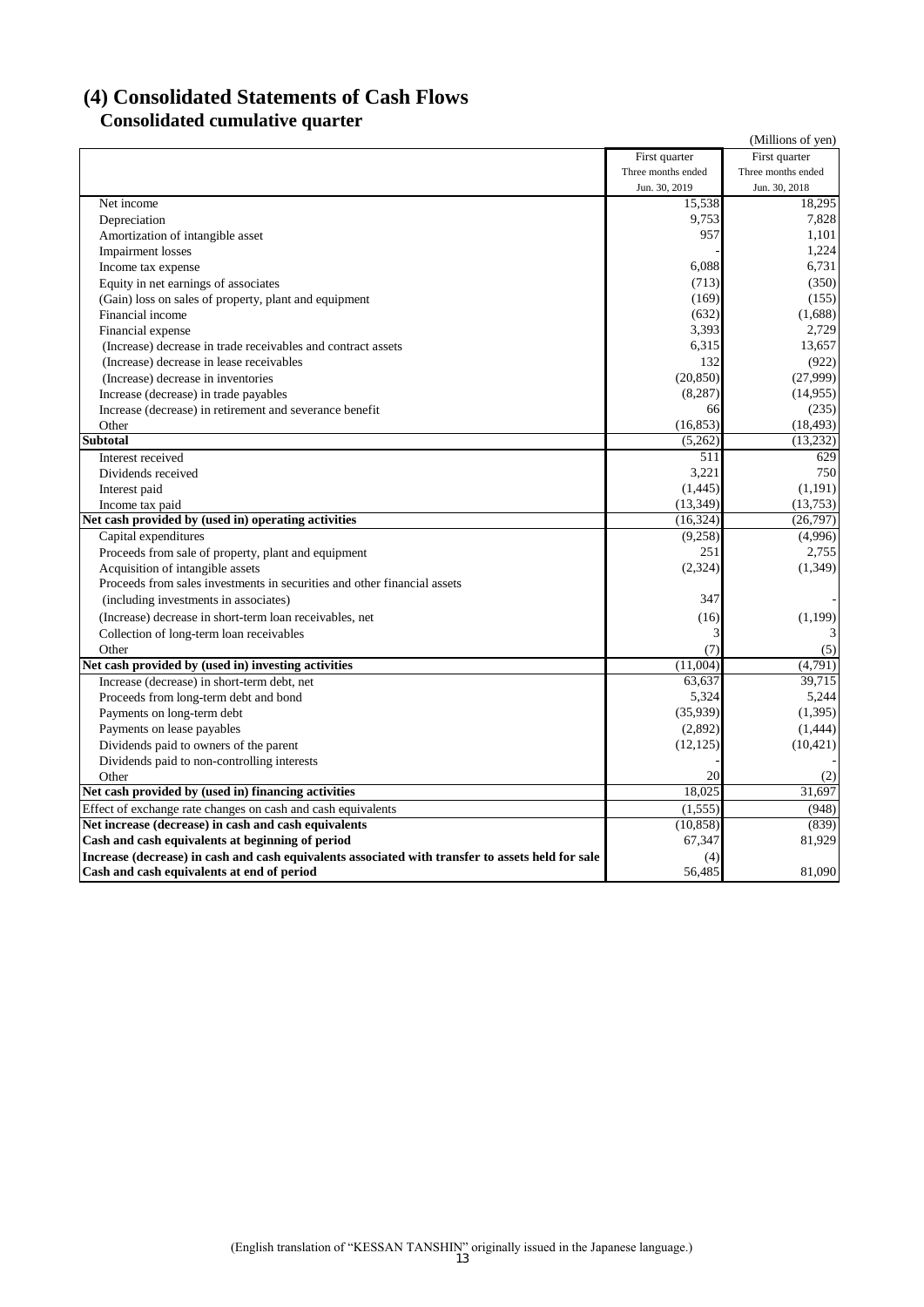## (4) Consolidated Statements of Cash Flows

### Consolidated cumulative quarter

(Millions of yen)

| | First quarter Three months ended Jun. 30, 2019 | First quarter Three months ended Jun. 30, 2018 |
|---|---|---|
| Net income | 15,538 | 18,295 |
| Depreciation | 9,753 | 7,828 |
| Amortization of intangible asset | 957 | 1,101 |
| Impairment losses | - | 1,224 |
| Income tax expense | 6,088 | 6,731 |
| Equity in net earnings of associates | (713) | (350) |
| (Gain) loss on sales of property, plant and equipment | (169) | (155) |
| Financial income | (632) | (1,688) |
| Financial expense | 3,393 | 2,729 |
| (Increase) decrease in trade receivables and contract assets | 6,315 | 13,657 |
| (Increase) decrease in lease receivables | 132 | (922) |
| (Increase) decrease in inventories | (20,850) | (27,999) |
| Increase (decrease) in trade payables | (8,287) | (14,955) |
| Increase (decrease) in retirement and severance benefit | 66 | (235) |
| Other | (16,853) | (18,493) |
| **Subtotal** | (5,262) | (13,232) |
| Interest received | 511 | 629 |
| Dividends received | 3,221 | 750 |
| Interest paid | (1,445) | (1,191) |
| Income tax paid | (13,349) | (13,753) |
| **Net cash provided by (used in) operating activities** | (16,324) | (26,797) |
| Capital expenditures | (9,258) | (4,996) |
| Proceeds from sale of property, plant and equipment | 251 | 2,755 |
| Acquisition of intangible assets | (2,324) | (1,349) |
| Proceeds from sales investments in securities and other financial assets (including investments in associates) | 347 | - |
| (Increase) decrease in short-term loan receivables, net | (16) | (1,199) |
| Collection of long-term loan receivables | 3 | 3 |
| Other | (7) | (5) |
| **Net cash provided by (used in) investing activities** | (11,004) | (4,791) |
| Increase (decrease) in short-term debt, net | 63,637 | 39,715 |
| Proceeds from long-term debt and bond | 5,324 | 5,244 |
| Payments on long-term debt | (35,939) | (1,395) |
| Payments on lease payables | (2,892) | (1,444) |
| Dividends paid to owners of the parent | (12,125) | (10,421) |
| Dividends paid to non-controlling interests | - | - |
| Other | 20 | (2) |
| **Net cash provided by (used in) financing activities** | 18,025 | 31,697 |
| Effect of exchange rate changes on cash and cash equivalents | (1,555) | (948) |
| **Net increase (decrease) in cash and cash equivalents** | (10,858) | (839) |
| **Cash and cash equivalents at beginning of period** | 67,347 | 81,929 |
| **Increase (decrease) in cash and cash equivalents associated with transfer to assets held for sale** | (4) | |
| **Cash and cash equivalents at end of period** | 56,485 | 81,090 |

(English translation of "KESSAN TANSHIN" originally issued in the Japanese language.)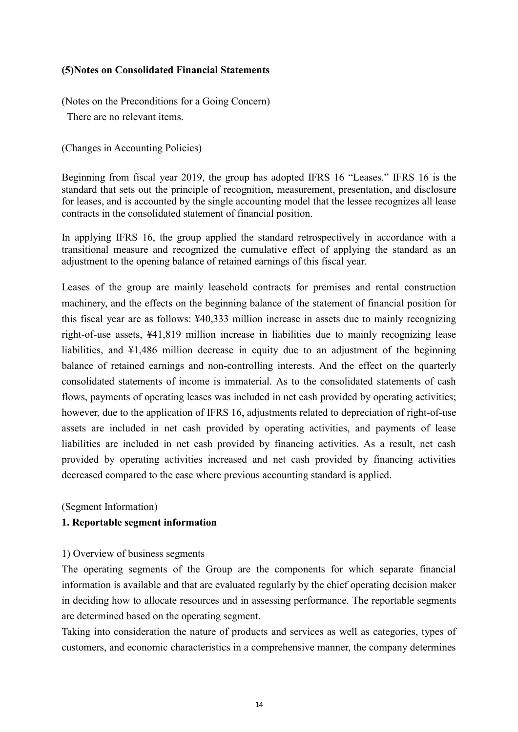## (5)Notes on Consolidated Financial Statements

(Notes on the Preconditions for a Going Concern)

There are no relevant items.

(Changes in Accounting Policies)

Beginning from fiscal year 2019, the group has adopted IFRS 16 "Leases." IFRS 16 is the standard that sets out the principle of recognition, measurement, presentation, and disclosure for leases, and is accounted by the single accounting model that the lessee recognizes all lease contracts in the consolidated statement of financial position.

In applying IFRS 16, the group applied the standard retrospectively in accordance with a transitional measure and recognized the cumulative effect of applying the standard as an adjustment to the opening balance of retained earnings of this fiscal year.

Leases of the group are mainly leasehold contracts for premises and rental construction machinery, and the effects on the beginning balance of the statement of financial position for this fiscal year are as follows: ¥40,333 million increase in assets due to mainly recognizing right-of-use assets, ¥41,819 million increase in liabilities due to mainly recognizing lease liabilities, and ¥1,486 million decrease in equity due to an adjustment of the beginning balance of retained earnings and non-controlling interests. And the effect on the quarterly consolidated statements of income is immaterial. As to the consolidated statements of cash flows, payments of operating leases was included in net cash provided by operating activities; however, due to the application of IFRS 16, adjustments related to depreciation of right-of-use assets are included in net cash provided by operating activities, and payments of lease liabilities are included in net cash provided by financing activities. As a result, net cash provided by operating activities increased and net cash provided by financing activities decreased compared to the case where previous accounting standard is applied.

(Segment Information)

### 1. Reportable segment information

1) Overview of business segments

The operating segments of the Group are the components for which separate financial information is available and that are evaluated regularly by the chief operating decision maker in deciding how to allocate resources and in assessing performance. The reportable segments are determined based on the operating segment.

Taking into consideration the nature of products and services as well as categories, types of customers, and economic characteristics in a comprehensive manner, the company determines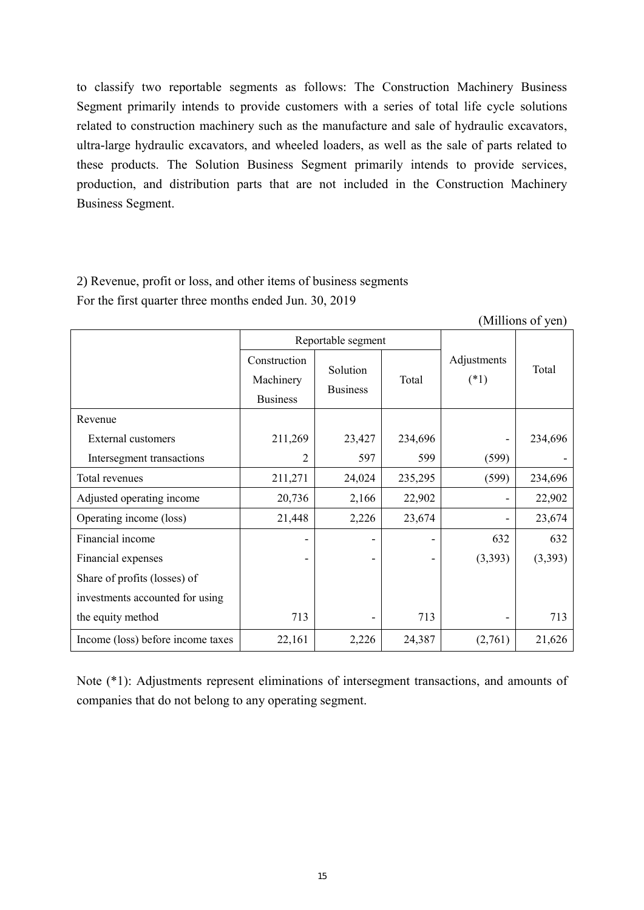to classify two reportable segments as follows: The Construction Machinery Business Segment primarily intends to provide customers with a series of total life cycle solutions related to construction machinery such as the manufacture and sale of hydraulic excavators, ultra-large hydraulic excavators, and wheeled loaders, as well as the sale of parts related to these products. The Solution Business Segment primarily intends to provide services, production, and distribution parts that are not included in the Construction Machinery Business Segment.

2) Revenue, profit or loss, and other items of business segments

For the first quarter three months ended Jun. 30, 2019

(Millions of yen)

| | Reportable segment | | | Adjustments (*1) | Total |
|---|---|---|---|---|---|
| | Construction Machinery Business | Solution Business | Total | | |
| Revenue | | | | | |
| External customers | 211,269 | 23,427 | 234,696 | - | 234,696 |
| Intersegment transactions | 2 | 597 | 599 | (599) | - |
| Total revenues | 211,271 | 24,024 | 235,295 | (599) | 234,696 |
| Adjusted operating income | 20,736 | 2,166 | 22,902 | - | 22,902 |
| Operating income (loss) | 21,448 | 2,226 | 23,674 | - | 23,674 |
| Financial income | - | - | - | 632 | 632 |
| Financial expenses | - | - | - | (3,393) | (3,393) |
| Share of profits (losses) of investments accounted for using the equity method | 713 | - | 713 | - | 713 |
| Income (loss) before income taxes | 22,161 | 2,226 | 24,387 | (2,761) | 21,626 |

Note (*1): Adjustments represent eliminations of intersegment transactions, and amounts of companies that do not belong to any operating segment.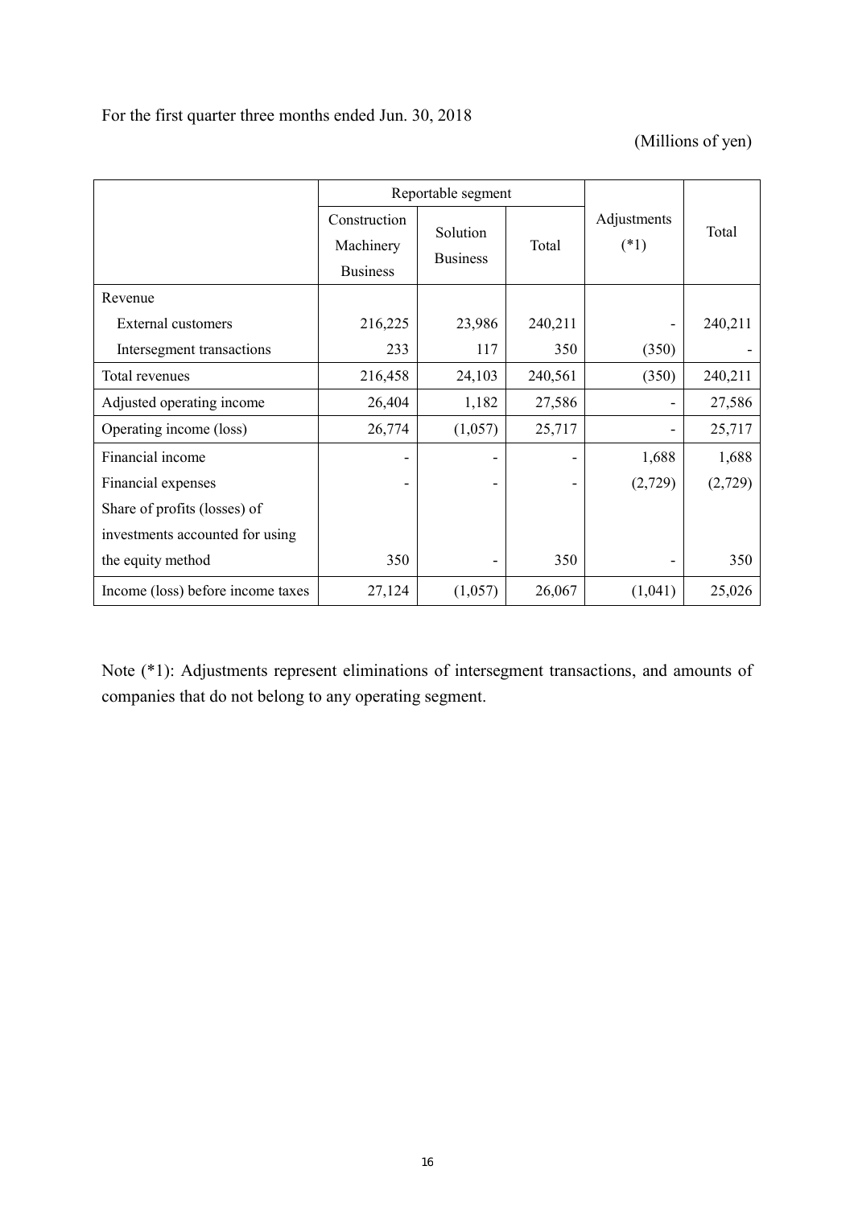For the first quarter three months ended Jun. 30, 2018

(Millions of yen)

| | Reportable segment | | | Adjustments (*1) | Total |
|---|---|---|---|---|---|
| | Construction Machinery Business | Solution Business | Total | | |
| Revenue | | | | | |
| External customers | 216,225 | 23,986 | 240,211 | - | 240,211 |
| Intersegment transactions | 233 | 117 | 350 | (350) | - |
| Total revenues | 216,458 | 24,103 | 240,561 | (350) | 240,211 |
| Adjusted operating income | 26,404 | 1,182 | 27,586 | - | 27,586 |
| Operating income (loss) | 26,774 | (1,057) | 25,717 | - | 25,717 |
| Financial income | - | - | - | 1,688 | 1,688 |
| Financial expenses | - | - | - | (2,729) | (2,729) |
| Share of profits (losses) of investments accounted for using the equity method | 350 | - | 350 | - | 350 |
| Income (loss) before income taxes | 27,124 | (1,057) | 26,067 | (1,041) | 25,026 |

Note (*1): Adjustments represent eliminations of intersegment transactions, and amounts of companies that do not belong to any operating segment.